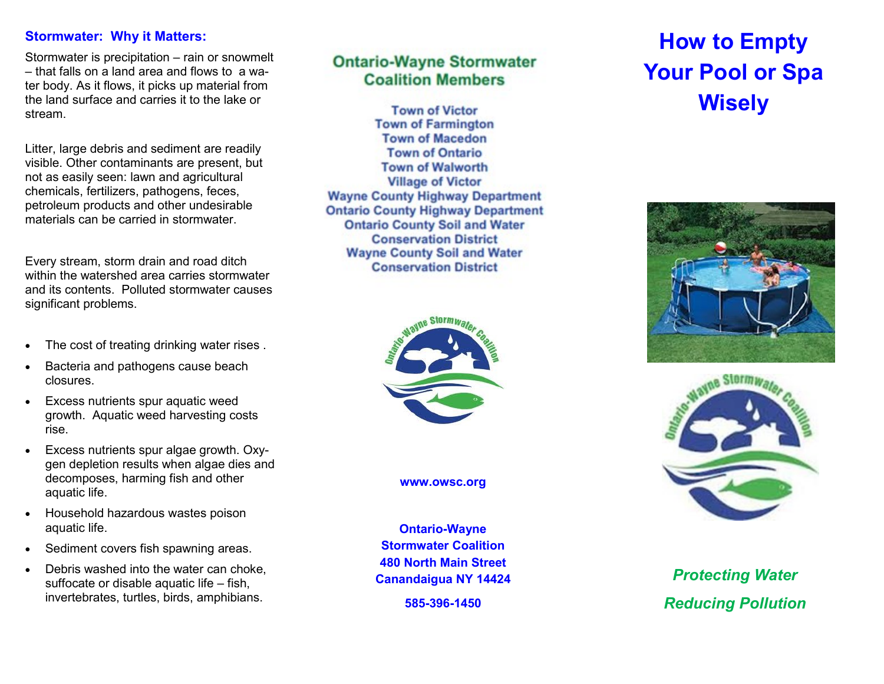## Stormwater: Why it Matters:

Stormwater is precipitation – rain or snowmelt – that falls on a land area and flows to a water body. As it flows, it picks up material from the land surface and carries it to the lake or stream.

Litter, large debris and sediment are readily visible. Other contaminants are present, but not as easily seen: lawn and agricultural chemicals, fertilizers, pathogens, feces, petroleum products and other undesirable materials can be carried in stormwater.

Every stream, storm drain and road ditch within the watershed area carries stormwater and its contents. Polluted stormwater causes significant problems.

- The cost of treating drinking water rises .
- Bacteria and pathogens cause beach closures.
- Excess nutrients spur aquatic weed growth. Aquatic weed harvesting costs rise.
- Excess nutrients spur algae growth. Oxygen depletion results when algae dies and decomposes, harming fish and other aquatic life.
- Household hazardous wastes poison aquatic life.
- Sediment covers fish spawning areas.
- Debris washed into the water can choke, suffocate or disable aquatic life – fish, invertebrates, turtles, birds, amphibians.

## Ontario-Wayne Stormwater Coalition Members

Town of Victor
Town of Farmington
Town of Macedon
Town of Ontario
Town of Walworth
Village of Victor
Wayne County Highway Department
Ontario County Highway Department
Ontario County Soil and Water Conservation District
Wayne County Soil and Water Conservation District

**www.owsc.org**

**Ontario-Wayne Stormwater Coalition**
**480 North Main Street**
**Canandaigua NY 14424**

**585-396-1450**

# How to Empty Your Pool or Spa Wisely

***Protecting Water***

***Reducing Pollution***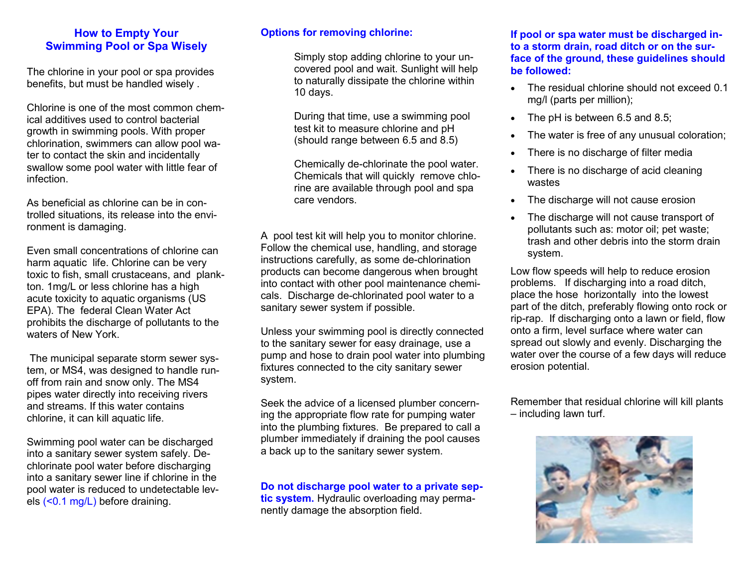## How to Empty Your Swimming Pool or Spa Wisely

The chlorine in your pool or spa provides benefits, but must be handled wisely .

Chlorine is one of the most common chemical additives used to control bacterial growth in swimming pools. With proper chlorination, swimmers can allow pool water to contact the skin and incidentally swallow some pool water with little fear of infection.

As beneficial as chlorine can be in controlled situations, its release into the environment is damaging.

Even small concentrations of chlorine can harm aquatic life. Chlorine can be very toxic to fish, small crustaceans, and plankton. 1mg/L or less chlorine has a high acute toxicity to aquatic organisms (US EPA). The federal Clean Water Act prohibits the discharge of pollutants to the waters of New York.

The municipal separate storm sewer system, or MS4, was designed to handle runoff from rain and snow only. The MS4 pipes water directly into receiving rivers and streams. If this water contains chlorine, it can kill aquatic life.

Swimming pool water can be discharged into a sanitary sewer system safely. De-chlorinate pool water before discharging into a sanitary sewer line if chlorine in the pool water is reduced to undetectable levels (<0.1 mg/L) before draining.

**Options for removing chlorine:**

Simply stop adding chlorine to your uncovered pool and wait. Sunlight will help to naturally dissipate the chlorine within 10 days.

During that time, use a swimming pool test kit to measure chlorine and pH (should range between 6.5 and 8.5)

Chemically de-chlorinate the pool water. Chemicals that will quickly remove chlorine are available through pool and spa care vendors.

A pool test kit will help you to monitor chlorine. Follow the chemical use, handling, and storage instructions carefully, as some de-chlorination products can become dangerous when brought into contact with other pool maintenance chemicals. Discharge de-chlorinated pool water to a sanitary sewer system if possible.

Unless your swimming pool is directly connected to the sanitary sewer for easy drainage, use a pump and hose to drain pool water into plumbing fixtures connected to the city sanitary sewer system.

Seek the advice of a licensed plumber concerning the appropriate flow rate for pumping water into the plumbing fixtures. Be prepared to call a plumber immediately if draining the pool causes a back up to the sanitary sewer system.

**Do not discharge pool water to a private septic system.** Hydraulic overloading may permanently damage the absorption field.

**If pool or spa water must be discharged into a storm drain, road ditch or on the surface of the ground, these guidelines should be followed:**

- The residual chlorine should not exceed 0.1 mg/l (parts per million);
- The pH is between 6.5 and 8.5;
- The water is free of any unusual coloration;
- There is no discharge of filter media
- There is no discharge of acid cleaning wastes
- The discharge will not cause erosion
- The discharge will not cause transport of pollutants such as: motor oil; pet waste; trash and other debris into the storm drain system.

Low flow speeds will help to reduce erosion problems. If discharging into a road ditch, place the hose horizontally into the lowest part of the ditch, preferably flowing onto rock or rip-rap. If discharging onto a lawn or field, flow onto a firm, level surface where water can spread out slowly and evenly. Discharging the water over the course of a few days will reduce erosion potential.

Remember that residual chlorine will kill plants – including lawn turf.